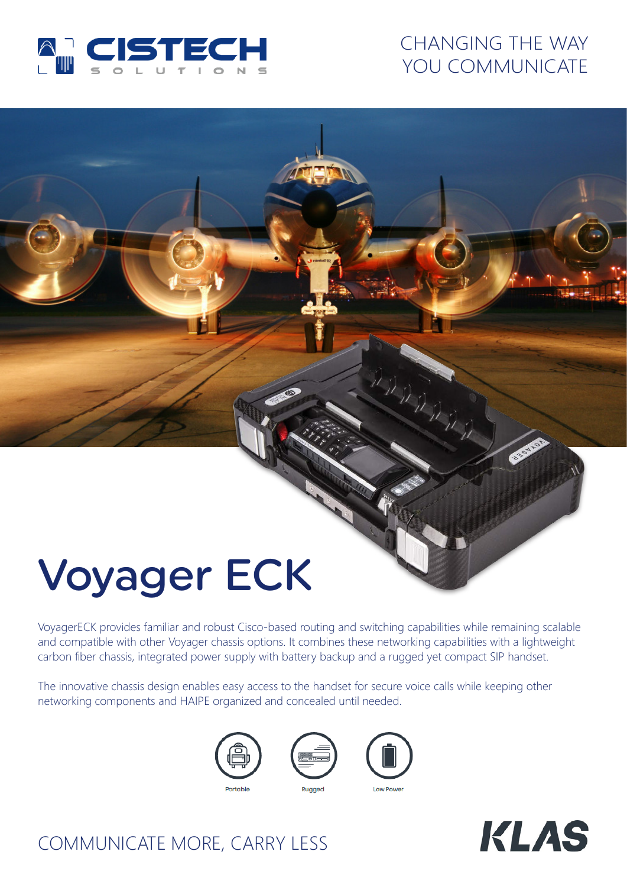CHANGING THE WAY YOU COMMUNICATE

# Voyager ECK

VoyagerECK provides familiar and robust Cisco-based routing and switching capabilities while remaining scalable and compatible with other Voyager chassis options. It combines these networking capabilities with a lightweight carbon fiber chassis, integrated power supply with battery backup and a rugged yet compact SIP handset.

The innovative chassis design enables easy access to the handset for secure voice calls while keeping other networking components and HAIPE organized and concealed until needed.

Portable | Rugged | Low Power

COMMUNICATE MORE, CARRY LESS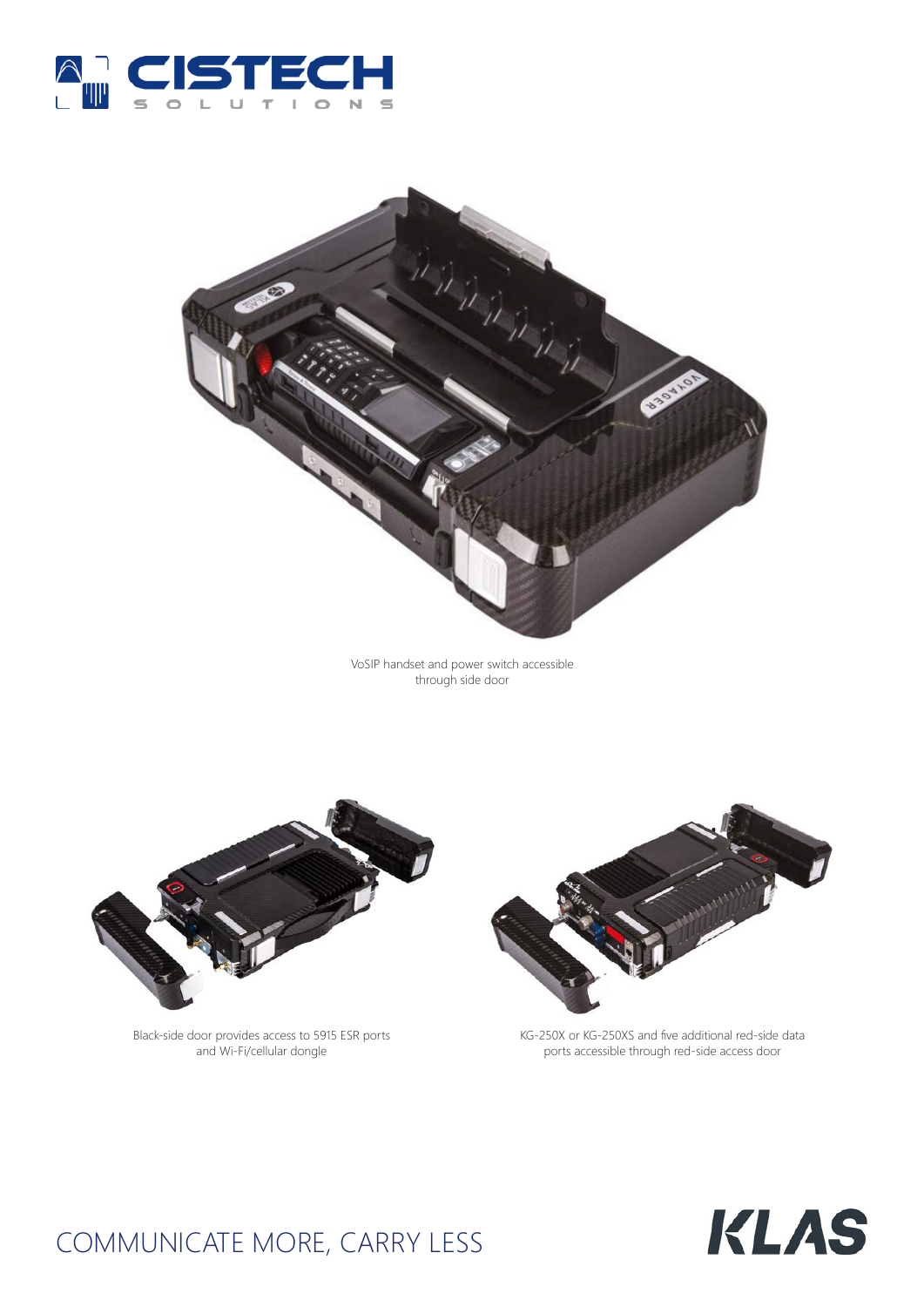VoSIP handset and power switch accessible through side door

Black-side door provides access to 5915 ESR ports and Wi-Fi/cellular dongle

KG-250X or KG-250XS and five additional red-side data ports accessible through red-side access door

COMMUNICATE MORE, CARRY LESS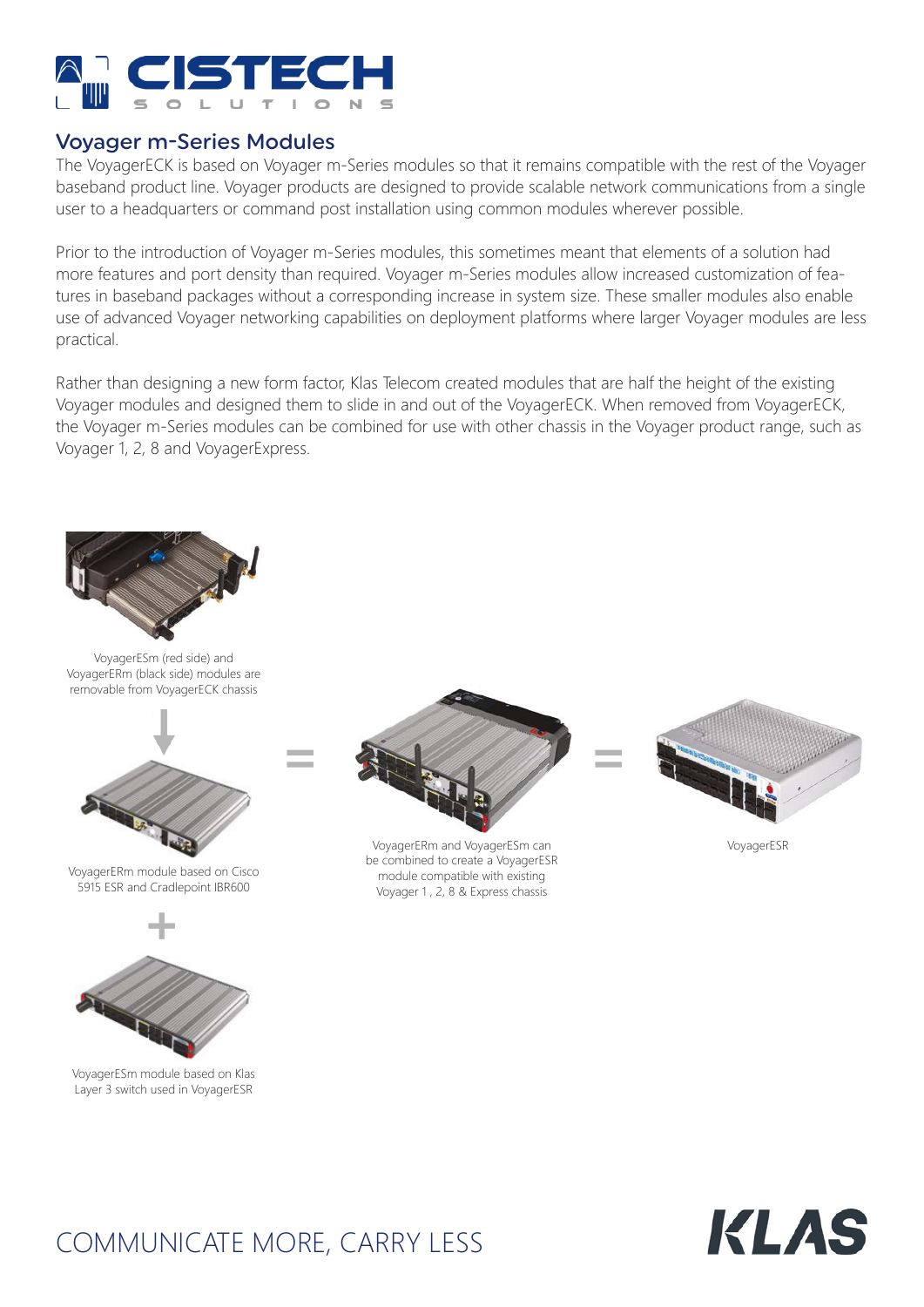## Voyager m-Series Modules

The VoyagerECK is based on Voyager m-Series modules so that it remains compatible with the rest of the Voyager baseband product line. Voyager products are designed to provide scalable network communications from a single user to a headquarters or command post installation using common modules wherever possible.

Prior to the introduction of Voyager m-Series modules, this sometimes meant that elements of a solution had more features and port density than required. Voyager m-Series modules allow increased customization of features in baseband packages without a corresponding increase in system size. These smaller modules also enable use of advanced Voyager networking capabilities on deployment platforms where larger Voyager modules are less practical.

Rather than designing a new form factor, Klas Telecom created modules that are half the height of the existing Voyager modules and designed them to slide in and out of the VoyagerECK. When removed from VoyagerECK, the Voyager m-Series modules can be combined for use with other chassis in the Voyager product range, such as Voyager 1, 2, 8 and VoyagerExpress.

VoyagerESm (red side) and VoyagerERm (black side) modules are removable from VoyagerECK chassis

VoyagerERm module based on Cisco 5915 ESR and Cradlepoint IBR600

+

VoyagerESm module based on Klas Layer 3 switch used in VoyagerESR

=

VoyagerERm and VoyagerESm can be combined to create a VoyagerESR module compatible with existing Voyager 1 , 2, 8 & Express chassis

=

VoyagerESR

COMMUNICATE MORE, CARRY LESS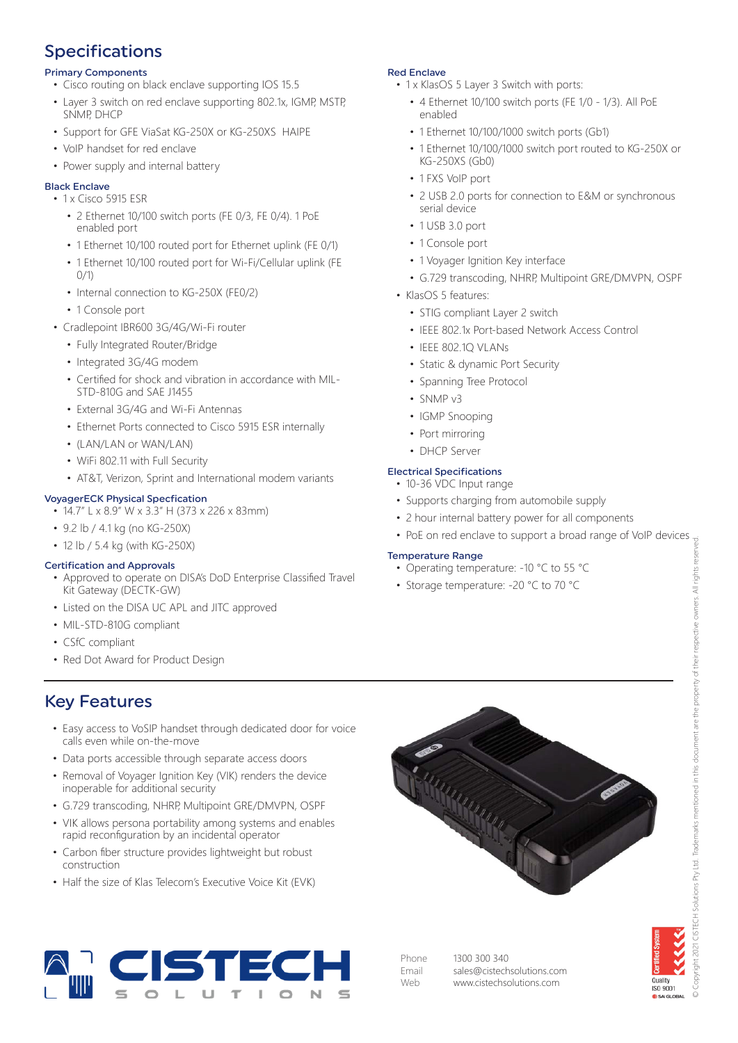# Specifications

### Primary Components

- Cisco routing on black enclave supporting IOS 15.5
- Layer 3 switch on red enclave supporting 802.1x, IGMP, MSTP, SNMP, DHCP
- Support for GFE ViaSat KG-250X or KG-250XS HAIPE
- VoIP handset for red enclave
- Power supply and internal battery

### Black Enclave

- 1 x Cisco 5915 ESR
  - 2 Ethernet 10/100 switch ports (FE 0/3, FE 0/4). 1 PoE enabled port
  - 1 Ethernet 10/100 routed port for Ethernet uplink (FE 0/1)
  - 1 Ethernet 10/100 routed port for Wi-Fi/Cellular uplink (FE 0/1)
  - Internal connection to KG-250X (FE0/2)
  - 1 Console port
- Cradlepoint IBR600 3G/4G/Wi-Fi router
  - Fully Integrated Router/Bridge
  - Integrated 3G/4G modem
  - Certified for shock and vibration in accordance with MIL-STD-810G and SAE J1455
  - External 3G/4G and Wi-Fi Antennas
  - Ethernet Ports connected to Cisco 5915 ESR internally
  - (LAN/LAN or WAN/LAN)
  - WiFi 802.11 with Full Security
  - AT&T, Verizon, Sprint and International modem variants

### VoyagerECK Physical Specfication

- 14.7" L x 8.9" W x 3.3" H (373 x 226 x 83mm)
- 9.2 lb / 4.1 kg (no KG-250X)
- 12 lb / 5.4 kg (with KG-250X)

### Certification and Approvals

- Approved to operate on DISA's DoD Enterprise Classified Travel Kit Gateway (DECTK-GW)
- Listed on the DISA UC APL and JITC approved
- MIL-STD-810G compliant
- CSfC compliant
- Red Dot Award for Product Design

### Red Enclave

- 1 x KlasOS 5 Layer 3 Switch with ports:
  - 4 Ethernet 10/100 switch ports (FE 1/0 - 1/3). All PoE enabled
  - 1 Ethernet 10/100/1000 switch ports (Gb1)
  - 1 Ethernet 10/100/1000 switch port routed to KG-250X or KG-250XS (Gb0)
  - 1 FXS VoIP port
  - 2 USB 2.0 ports for connection to E&M or synchronous serial device
  - 1 USB 3.0 port
  - 1 Console port
  - 1 Voyager Ignition Key interface
  - G.729 transcoding, NHRP, Multipoint GRE/DMVPN, OSPF
- KlasOS 5 features:
  - STIG compliant Layer 2 switch
  - IEEE 802.1x Port-based Network Access Control
  - IEEE 802.1Q VLANs
  - Static & dynamic Port Security
  - Spanning Tree Protocol
  - SNMP v3
  - IGMP Snooping
  - Port mirroring
  - DHCP Server

### Electrical Specifications

- 10-36 VDC Input range
- Supports charging from automobile supply
- 2 hour internal battery power for all components
- PoE on red enclave to support a broad range of VoIP devices

### Temperature Range

- Operating temperature: -10 °C to 55 °C
- Storage temperature: -20 °C to 70 °C

# Key Features

- Easy access to VoSIP handset through dedicated door for voice calls even while on-the-move
- Data ports accessible through separate access doors
- Removal of Voyager Ignition Key (VIK) renders the device inoperable for additional security
- G.729 transcoding, NHRP, Multipoint GRE/DMVPN, OSPF
- VIK allows persona portability among systems and enables rapid reconfiguration by an incidental operator
- Carbon fiber structure provides lightweight but robust construction
- Half the size of Klas Telecom's Executive Voice Kit (EVK)

CISTECH SOLUTIONS

Phone 1300 300 340
Email sales@cistechsolutions.com
Web www.cistechsolutions.com

Certified System Quality ISO 9001 SAI GLOBAL

© Copyright 2021 CISTECH Solutions Pty Ltd. Trademarks mentioned in this document are the property of their respective owners. All rights reserved.